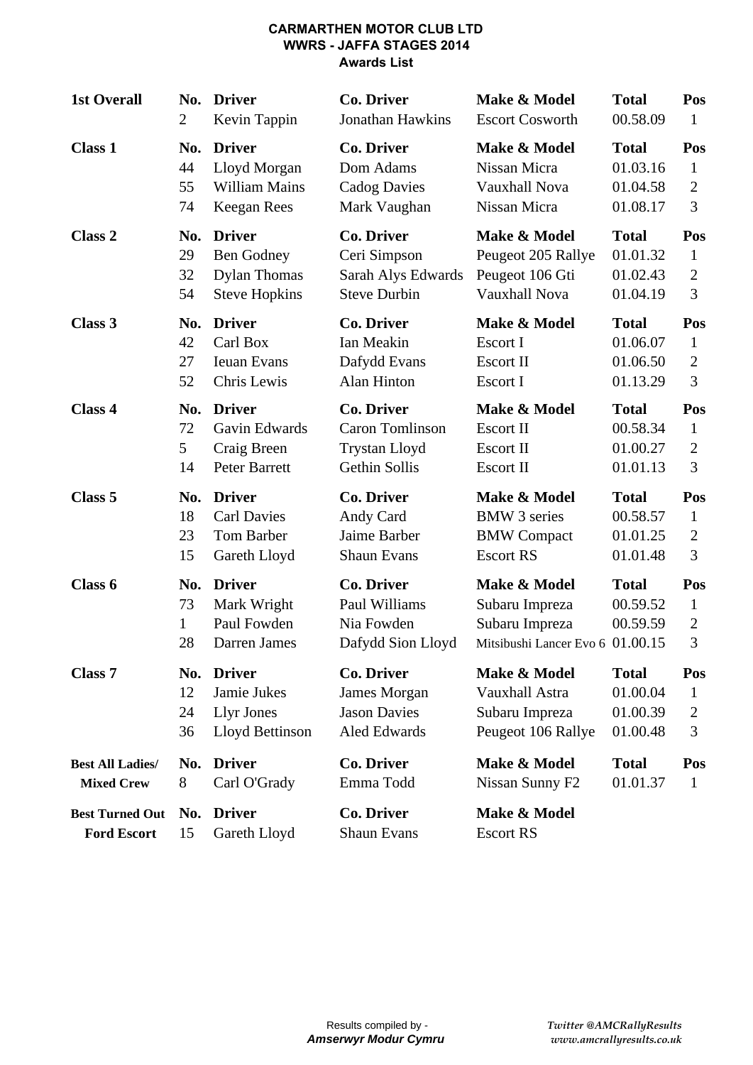**CARMARTHEN MOTOR CLUB LTD**
**WWRS - JAFFA STAGES 2014**
**Awards List**

| | No. | Driver | Co. Driver | Make & Model | Total | Pos |
|---|---|---|---|---|---|---|
| **1st Overall** | **No.** | **Driver** | **Co. Driver** | **Make & Model** | **Total** | **Pos** |
| | 2 | Kevin Tappin | Jonathan Hawkins | Escort Cosworth | 00.58.09 | 1 |
| **Class 1** | **No.** | **Driver** | **Co. Driver** | **Make & Model** | **Total** | **Pos** |
| | 44 | Lloyd Morgan | Dom Adams | Nissan Micra | 01.03.16 | 1 |
| | 55 | William Mains | Cadog Davies | Vauxhall Nova | 01.04.58 | 2 |
| | 74 | Keegan Rees | Mark Vaughan | Nissan Micra | 01.08.17 | 3 |
| **Class 2** | **No.** | **Driver** | **Co. Driver** | **Make & Model** | **Total** | **Pos** |
| | 29 | Ben Godney | Ceri Simpson | Peugeot 205 Rallye | 01.01.32 | 1 |
| | 32 | Dylan Thomas | Sarah Alys Edwards | Peugeot 106 Gti | 01.02.43 | 2 |
| | 54 | Steve Hopkins | Steve Durbin | Vauxhall Nova | 01.04.19 | 3 |
| **Class 3** | **No.** | **Driver** | **Co. Driver** | **Make & Model** | **Total** | **Pos** |
| | 42 | Carl Box | Ian Meakin | Escort I | 01.06.07 | 1 |
| | 27 | Ieuan Evans | Dafydd Evans | Escort II | 01.06.50 | 2 |
| | 52 | Chris Lewis | Alan Hinton | Escort I | 01.13.29 | 3 |
| **Class 4** | **No.** | **Driver** | **Co. Driver** | **Make & Model** | **Total** | **Pos** |
| | 72 | Gavin Edwards | Caron Tomlinson | Escort II | 00.58.34 | 1 |
| | 5 | Craig Breen | Trystan Lloyd | Escort II | 01.00.27 | 2 |
| | 14 | Peter Barrett | Gethin Sollis | Escort II | 01.01.13 | 3 |
| **Class 5** | **No.** | **Driver** | **Co. Driver** | **Make & Model** | **Total** | **Pos** |
| | 18 | Carl Davies | Andy Card | BMW 3 series | 00.58.57 | 1 |
| | 23 | Tom Barber | Jaime Barber | BMW Compact | 01.01.25 | 2 |
| | 15 | Gareth Lloyd | Shaun Evans | Escort RS | 01.01.48 | 3 |
| **Class 6** | **No.** | **Driver** | **Co. Driver** | **Make & Model** | **Total** | **Pos** |
| | 73 | Mark Wright | Paul Williams | Subaru Impreza | 00.59.52 | 1 |
| | 1 | Paul Fowden | Nia Fowden | Subaru Impreza | 00.59.59 | 2 |
| | 28 | Darren James | Dafydd Sion Lloyd | Mitsibushi Lancer Evo 6 | 01.00.15 | 3 |
| **Class 7** | **No.** | **Driver** | **Co. Driver** | **Make & Model** | **Total** | **Pos** |
| | 12 | Jamie Jukes | James Morgan | Vauxhall Astra | 01.00.04 | 1 |
| | 24 | Llyr Jones | Jason Davies | Subaru Impreza | 01.00.39 | 2 |
| | 36 | Lloyd Bettinson | Aled Edwards | Peugeot 106 Rallye | 01.00.48 | 3 |
| **Best All Ladies/** | **No.** | **Driver** | **Co. Driver** | **Make & Model** | **Total** | **Pos** |
| **Mixed Crew** | 8 | Carl O'Grady | Emma Todd | Nissan Sunny F2 | 01.01.37 | 1 |
| **Best Turned Out** | **No.** | **Driver** | **Co. Driver** | **Make & Model** | | |
| **Ford Escort** | 15 | Gareth Lloyd | Shaun Evans | Escort RS | | |

Results compiled by - ***Amserwyr Modur Cymru***

*Twitter @AMCRallyResults*
*www.amcrallyresults.co.uk*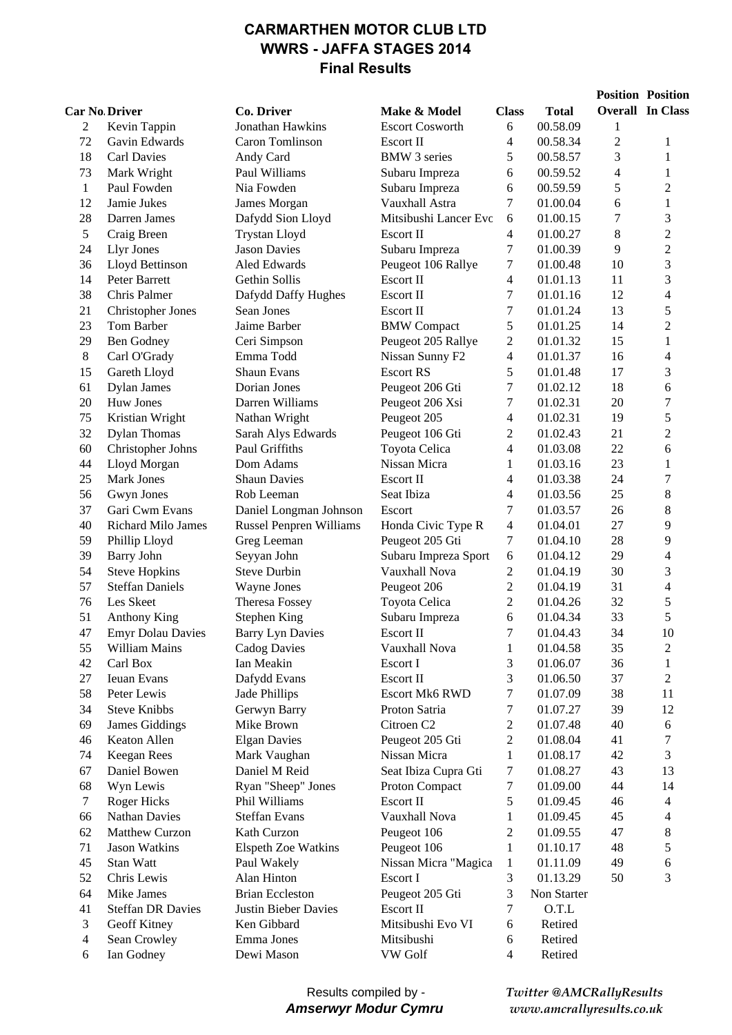# CARMARTHEN MOTOR CLUB LTD
## WWRS - JAFFA STAGES 2014
### Final Results

| Car No. | Driver | Co. Driver | Make & Model | Class | Total | Position Overall | Position In Class |
|---|---|---|---|---|---|---|---|
| 2 | Kevin Tappin | Jonathan Hawkins | Escort Cosworth | 6 | 00.58.09 | 1 | |
| 72 | Gavin Edwards | Caron Tomlinson | Escort II | 4 | 00.58.34 | 2 | 1 |
| 18 | Carl Davies | Andy Card | BMW 3 series | 5 | 00.58.57 | 3 | 1 |
| 73 | Mark Wright | Paul Williams | Subaru Impreza | 6 | 00.59.52 | 4 | 1 |
| 1 | Paul Fowden | Nia Fowden | Subaru Impreza | 6 | 00.59.59 | 5 | 2 |
| 12 | Jamie Jukes | James Morgan | Vauxhall Astra | 7 | 01.00.04 | 6 | 1 |
| 28 | Darren James | Dafydd Sion Lloyd | Mitsibushi Lancer Evo | 6 | 01.00.15 | 7 | 3 |
| 5 | Craig Breen | Trystan Lloyd | Escort II | 4 | 01.00.27 | 8 | 2 |
| 24 | Llyr Jones | Jason Davies | Subaru Impreza | 7 | 01.00.39 | 9 | 2 |
| 36 | Lloyd Bettinson | Aled Edwards | Peugeot 106 Rallye | 7 | 01.00.48 | 10 | 3 |
| 14 | Peter Barrett | Gethin Sollis | Escort II | 4 | 01.01.13 | 11 | 3 |
| 38 | Chris Palmer | Dafydd Daffy Hughes | Escort II | 7 | 01.01.16 | 12 | 4 |
| 21 | Christopher Jones | Sean Jones | Escort II | 7 | 01.01.24 | 13 | 5 |
| 23 | Tom Barber | Jaime Barber | BMW Compact | 5 | 01.01.25 | 14 | 2 |
| 29 | Ben Godney | Ceri Simpson | Peugeot 205 Rallye | 2 | 01.01.32 | 15 | 1 |
| 8 | Carl O'Grady | Emma Todd | Nissan Sunny F2 | 4 | 01.01.37 | 16 | 4 |
| 15 | Gareth Lloyd | Shaun Evans | Escort RS | 5 | 01.01.48 | 17 | 3 |
| 61 | Dylan James | Dorian Jones | Peugeot 206 Gti | 7 | 01.02.12 | 18 | 6 |
| 20 | Huw Jones | Darren Williams | Peugeot 206 Xsi | 7 | 01.02.31 | 20 | 7 |
| 75 | Kristian Wright | Nathan Wright | Peugeot 205 | 4 | 01.02.31 | 19 | 5 |
| 32 | Dylan Thomas | Sarah Alys Edwards | Peugeot 106 Gti | 2 | 01.02.43 | 21 | 2 |
| 60 | Christopher Johns | Paul Griffiths | Toyota Celica | 4 | 01.03.08 | 22 | 6 |
| 44 | Lloyd Morgan | Dom Adams | Nissan Micra | 1 | 01.03.16 | 23 | 1 |
| 25 | Mark Jones | Shaun Davies | Escort II | 4 | 01.03.38 | 24 | 7 |
| 56 | Gwyn Jones | Rob Leeman | Seat Ibiza | 4 | 01.03.56 | 25 | 8 |
| 37 | Gari Cwm Evans | Daniel Longman Johnson | Escort | 7 | 01.03.57 | 26 | 8 |
| 40 | Richard Milo James | Russel Penpren Williams | Honda Civic Type R | 4 | 01.04.01 | 27 | 9 |
| 59 | Phillip Lloyd | Greg Leeman | Peugeot 205 Gti | 7 | 01.04.10 | 28 | 9 |
| 39 | Barry John | Seyyan John | Subaru Impreza Sport | 6 | 01.04.12 | 29 | 4 |
| 54 | Steve Hopkins | Steve Durbin | Vauxhall Nova | 2 | 01.04.19 | 30 | 3 |
| 57 | Steffan Daniels | Wayne Jones | Peugeot 206 | 2 | 01.04.19 | 31 | 4 |
| 76 | Les Skeet | Theresa Fossey | Toyota Celica | 2 | 01.04.26 | 32 | 5 |
| 51 | Anthony King | Stephen King | Subaru Impreza | 6 | 01.04.34 | 33 | 5 |
| 47 | Emyr Dolau Davies | Barry Lyn Davies | Escort II | 7 | 01.04.43 | 34 | 10 |
| 55 | William Mains | Cadog Davies | Vauxhall Nova | 1 | 01.04.58 | 35 | 2 |
| 42 | Carl Box | Ian Meakin | Escort I | 3 | 01.06.07 | 36 | 1 |
| 27 | Ieuan Evans | Dafydd Evans | Escort II | 3 | 01.06.50 | 37 | 2 |
| 58 | Peter Lewis | Jade Phillips | Escort Mk6 RWD | 7 | 01.07.09 | 38 | 11 |
| 34 | Steve Knibbs | Gerwyn Barry | Proton Satria | 7 | 01.07.27 | 39 | 12 |
| 69 | James Giddings | Mike Brown | Citroen C2 | 2 | 01.07.48 | 40 | 6 |
| 46 | Keaton Allen | Elgan Davies | Peugeot 205 Gti | 2 | 01.08.04 | 41 | 7 |
| 74 | Keegan Rees | Mark Vaughan | Nissan Micra | 1 | 01.08.17 | 42 | 3 |
| 67 | Daniel Bowen | Daniel M Reid | Seat Ibiza Cupra Gti | 7 | 01.08.27 | 43 | 13 |
| 68 | Wyn Lewis | Ryan "Sheep" Jones | Proton Compact | 7 | 01.09.00 | 44 | 14 |
| 7 | Roger Hicks | Phil Williams | Escort II | 5 | 01.09.45 | 46 | 4 |
| 66 | Nathan Davies | Steffan Evans | Vauxhall Nova | 1 | 01.09.45 | 45 | 4 |
| 62 | Matthew Curzon | Kath Curzon | Peugeot 106 | 2 | 01.09.55 | 47 | 8 |
| 71 | Jason Watkins | Elspeth Zoe Watkins | Peugeot 106 | 1 | 01.10.17 | 48 | 5 |
| 45 | Stan Watt | Paul Wakely | Nissan Micra "Magica | 1 | 01.11.09 | 49 | 6 |
| 52 | Chris Lewis | Alan Hinton | Escort I | 3 | 01.13.29 | 50 | 3 |
| 64 | Mike James | Brian Eccleston | Peugeot 205 Gti | 3 | Non Starter | | |
| 41 | Steffan DR Davies | Justin Bieber Davies | Escort II | 7 | O.T.L | | |
| 3 | Geoff Kitney | Ken Gibbard | Mitsibushi Evo VI | 6 | Retired | | |
| 4 | Sean Crowley | Emma Jones | Mitsibushi | 6 | Retired | | |
| 6 | Ian Godney | Dewi Mason | VW Golf | 4 | Retired | | |

Results compiled by - ***Amserwyr Modur Cymru***

*Twitter @AMCRallyResults*
*www.amcrallyresults.co.uk*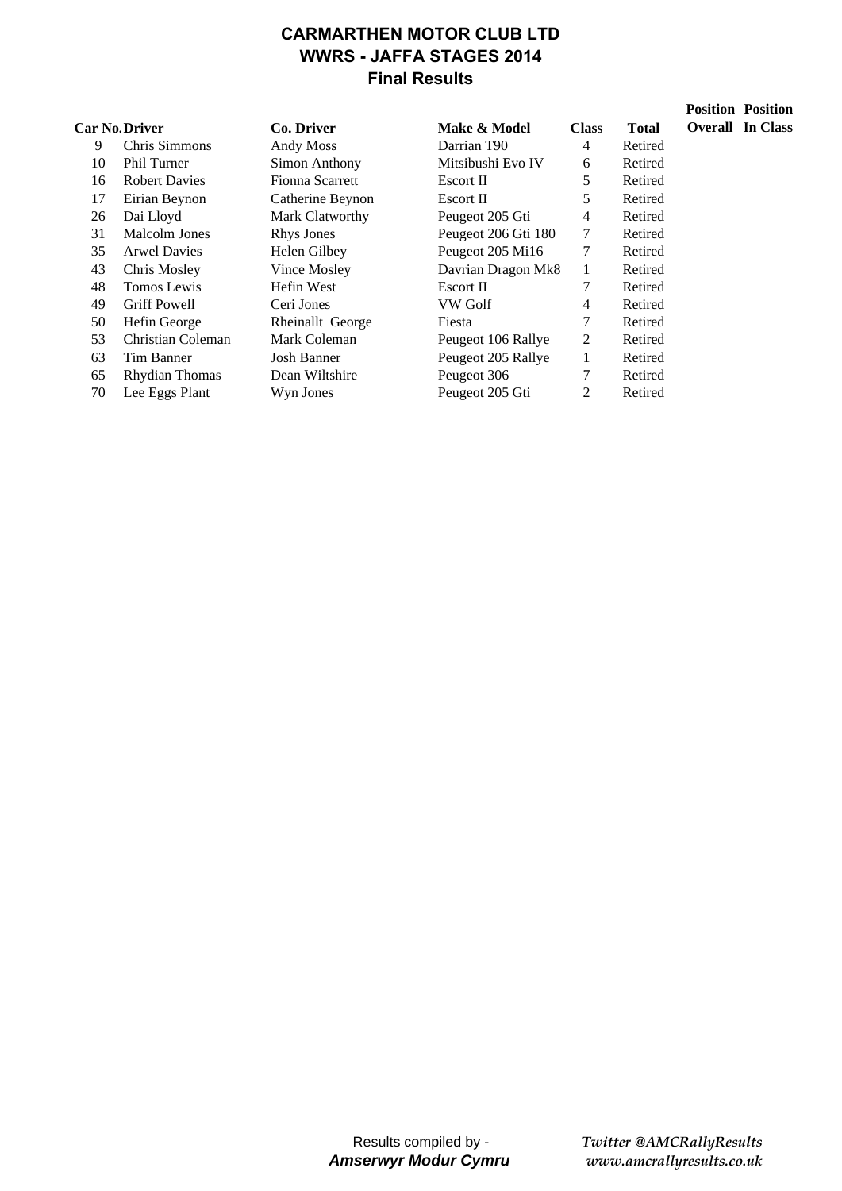# CARMARTHEN MOTOR CLUB LTD
## WWRS - JAFFA STAGES 2014
### Final Results

| Car No. | Driver | Co. Driver | Make & Model | Class | Total | Position Overall | Position In Class |
|---|---|---|---|---|---|---|---|
| 9 | Chris Simmons | Andy Moss | Darrian T90 | 4 | Retired | | |
| 10 | Phil Turner | Simon Anthony | Mitsibushi Evo IV | 6 | Retired | | |
| 16 | Robert Davies | Fionna Scarrett | Escort II | 5 | Retired | | |
| 17 | Eirian Beynon | Catherine Beynon | Escort II | 5 | Retired | | |
| 26 | Dai Lloyd | Mark Clatworthy | Peugeot 205 Gti | 4 | Retired | | |
| 31 | Malcolm Jones | Rhys Jones | Peugeot 206 Gti 180 | 7 | Retired | | |
| 35 | Arwel Davies | Helen Gilbey | Peugeot 205 Mi16 | 7 | Retired | | |
| 43 | Chris Mosley | Vince Mosley | Davrian Dragon Mk8 | 1 | Retired | | |
| 48 | Tomos Lewis | Hefin West | Escort II | 7 | Retired | | |
| 49 | Griff Powell | Ceri Jones | VW Golf | 4 | Retired | | |
| 50 | Hefin George | Rheinallt George | Fiesta | 7 | Retired | | |
| 53 | Christian Coleman | Mark Coleman | Peugeot 106 Rallye | 2 | Retired | | |
| 63 | Tim Banner | Josh Banner | Peugeot 205 Rallye | 1 | Retired | | |
| 65 | Rhydian Thomas | Dean Wiltshire | Peugeot 306 | 7 | Retired | | |
| 70 | Lee Eggs Plant | Wyn Jones | Peugeot 205 Gti | 2 | Retired | | |

Results compiled by - ***Amserwyr Modur Cymru***

*Twitter @AMCRallyResults*
*www.amcrallyresults.co.uk*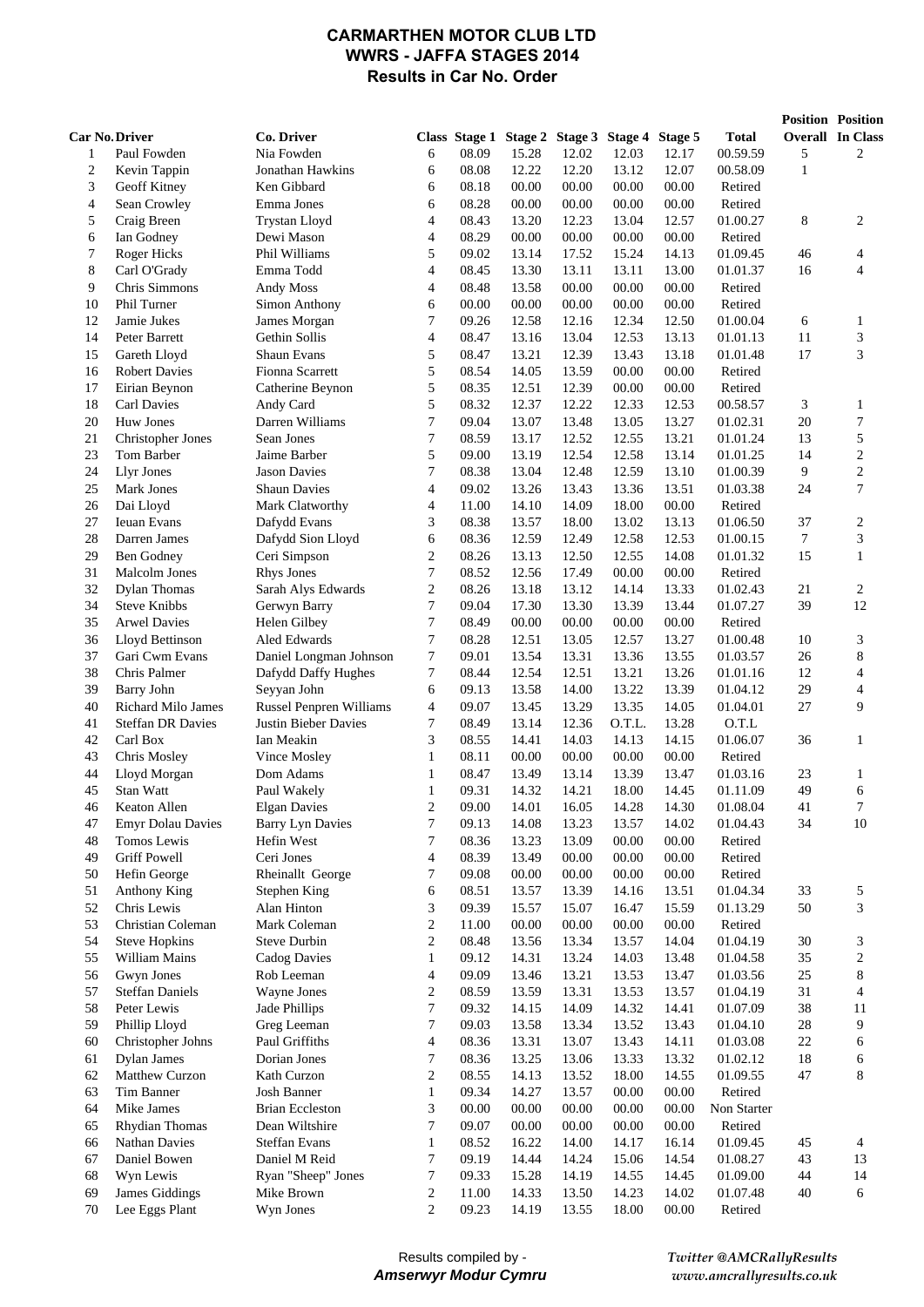# CARMARTHEN MOTOR CLUB LTD
## WWRS - JAFFA STAGES 2014
### Results in Car No. Order

| Car No. | Driver | Co. Driver | Class | Stage 1 | Stage 2 | Stage 3 | Stage 4 | Stage 5 | Total | Position Overall | Position In Class |
|---|---|---|---|---|---|---|---|---|---|---|---|
| 1 | Paul Fowden | Nia Fowden | 6 | 08.09 | 15.28 | 12.02 | 12.03 | 12.17 | 00.59.59 | 5 | 2 |
| 2 | Kevin Tappin | Jonathan Hawkins | 6 | 08.08 | 12.22 | 12.20 | 13.12 | 12.07 | 00.58.09 | 1 | |
| 3 | Geoff Kitney | Ken Gibbard | 6 | 08.18 | 00.00 | 00.00 | 00.00 | 00.00 | Retired | | |
| 4 | Sean Crowley | Emma Jones | 6 | 08.28 | 00.00 | 00.00 | 00.00 | 00.00 | Retired | | |
| 5 | Craig Breen | Trystan Lloyd | 4 | 08.43 | 13.20 | 12.23 | 13.04 | 12.57 | 01.00.27 | 8 | 2 |
| 6 | Ian Godney | Dewi Mason | 4 | 08.29 | 00.00 | 00.00 | 00.00 | 00.00 | Retired | | |
| 7 | Roger Hicks | Phil Williams | 5 | 09.02 | 13.14 | 17.52 | 15.24 | 14.13 | 01.09.45 | 46 | 4 |
| 8 | Carl O'Grady | Emma Todd | 4 | 08.45 | 13.30 | 13.11 | 13.11 | 13.00 | 01.01.37 | 16 | 4 |
| 9 | Chris Simmons | Andy Moss | 4 | 08.48 | 13.58 | 00.00 | 00.00 | 00.00 | Retired | | |
| 10 | Phil Turner | Simon Anthony | 6 | 00.00 | 00.00 | 00.00 | 00.00 | 00.00 | Retired | | |
| 12 | Jamie Jukes | James Morgan | 7 | 09.26 | 12.58 | 12.16 | 12.34 | 12.50 | 01.00.04 | 6 | 1 |
| 14 | Peter Barrett | Gethin Sollis | 4 | 08.47 | 13.16 | 13.04 | 12.53 | 13.13 | 01.01.13 | 11 | 3 |
| 15 | Gareth Lloyd | Shaun Evans | 5 | 08.47 | 13.21 | 12.39 | 13.43 | 13.18 | 01.01.48 | 17 | 3 |
| 16 | Robert Davies | Fionna Scarrett | 5 | 08.54 | 14.05 | 13.59 | 00.00 | 00.00 | Retired | | |
| 17 | Eirian Beynon | Catherine Beynon | 5 | 08.35 | 12.51 | 12.39 | 00.00 | 00.00 | Retired | | |
| 18 | Carl Davies | Andy Card | 5 | 08.32 | 12.37 | 12.22 | 12.33 | 12.53 | 00.58.57 | 3 | 1 |
| 20 | Huw Jones | Darren Williams | 7 | 09.04 | 13.07 | 13.48 | 13.05 | 13.27 | 01.02.31 | 20 | 7 |
| 21 | Christopher Jones | Sean Jones | 7 | 08.59 | 13.17 | 12.52 | 12.55 | 13.21 | 01.01.24 | 13 | 5 |
| 23 | Tom Barber | Jaime Barber | 5 | 09.00 | 13.19 | 12.54 | 12.58 | 13.14 | 01.01.25 | 14 | 2 |
| 24 | Llyr Jones | Jason Davies | 7 | 08.38 | 13.04 | 12.48 | 12.59 | 13.10 | 01.00.39 | 9 | 2 |
| 25 | Mark Jones | Shaun Davies | 4 | 09.02 | 13.26 | 13.43 | 13.36 | 13.51 | 01.03.38 | 24 | 7 |
| 26 | Dai Lloyd | Mark Clatworthy | 4 | 11.00 | 14.10 | 14.09 | 18.00 | 00.00 | Retired | | |
| 27 | Ieuan Evans | Dafydd Evans | 3 | 08.38 | 13.57 | 18.00 | 13.02 | 13.13 | 01.06.50 | 37 | 2 |
| 28 | Darren James | Dafydd Sion Lloyd | 6 | 08.36 | 12.59 | 12.49 | 12.58 | 12.53 | 01.00.15 | 7 | 3 |
| 29 | Ben Godney | Ceri Simpson | 2 | 08.26 | 13.13 | 12.50 | 12.55 | 14.08 | 01.01.32 | 15 | 1 |
| 31 | Malcolm Jones | Rhys Jones | 7 | 08.52 | 12.56 | 17.49 | 00.00 | 00.00 | Retired | | |
| 32 | Dylan Thomas | Sarah Alys Edwards | 2 | 08.26 | 13.18 | 13.12 | 14.14 | 13.33 | 01.02.43 | 21 | 2 |
| 34 | Steve Knibbs | Gerwyn Barry | 7 | 09.04 | 17.30 | 13.30 | 13.39 | 13.44 | 01.07.27 | 39 | 12 |
| 35 | Arwel Davies | Helen Gilbey | 7 | 08.49 | 00.00 | 00.00 | 00.00 | 00.00 | Retired | | |
| 36 | Lloyd Bettinson | Aled Edwards | 7 | 08.28 | 12.51 | 13.05 | 12.57 | 13.27 | 01.00.48 | 10 | 3 |
| 37 | Gari Cwm Evans | Daniel Longman Johnson | 7 | 09.01 | 13.54 | 13.31 | 13.36 | 13.55 | 01.03.57 | 26 | 8 |
| 38 | Chris Palmer | Dafydd Daffy Hughes | 7 | 08.44 | 12.54 | 12.51 | 13.21 | 13.26 | 01.01.16 | 12 | 4 |
| 39 | Barry John | Seyyan John | 6 | 09.13 | 13.58 | 14.00 | 13.22 | 13.39 | 01.04.12 | 29 | 4 |
| 40 | Richard Milo James | Russel Penpren Williams | 4 | 09.07 | 13.45 | 13.29 | 13.35 | 14.05 | 01.04.01 | 27 | 9 |
| 41 | Steffan DR Davies | Justin Bieber Davies | 7 | 08.49 | 13.14 | 12.36 | O.T.L. | 13.28 | O.T.L | | |
| 42 | Carl Box | Ian Meakin | 3 | 08.55 | 14.41 | 14.03 | 14.13 | 14.15 | 01.06.07 | 36 | 1 |
| 43 | Chris Mosley | Vince Mosley | 1 | 08.11 | 00.00 | 00.00 | 00.00 | 00.00 | Retired | | |
| 44 | Lloyd Morgan | Dom Adams | 1 | 08.47 | 13.49 | 13.14 | 13.39 | 13.47 | 01.03.16 | 23 | 1 |
| 45 | Stan Watt | Paul Wakely | 1 | 09.31 | 14.32 | 14.21 | 18.00 | 14.45 | 01.11.09 | 49 | 6 |
| 46 | Keaton Allen | Elgan Davies | 2 | 09.00 | 14.01 | 16.05 | 14.28 | 14.30 | 01.08.04 | 41 | 7 |
| 47 | Emyr Dolau Davies | Barry Lyn Davies | 7 | 09.13 | 14.08 | 13.23 | 13.57 | 14.02 | 01.04.43 | 34 | 10 |
| 48 | Tomos Lewis | Hefin West | 7 | 08.36 | 13.23 | 13.09 | 00.00 | 00.00 | Retired | | |
| 49 | Griff Powell | Ceri Jones | 4 | 08.39 | 13.49 | 00.00 | 00.00 | 00.00 | Retired | | |
| 50 | Hefin George | Rheinallt George | 7 | 09.08 | 00.00 | 00.00 | 00.00 | 00.00 | Retired | | |
| 51 | Anthony King | Stephen King | 6 | 08.51 | 13.57 | 13.39 | 14.16 | 13.51 | 01.04.34 | 33 | 5 |
| 52 | Chris Lewis | Alan Hinton | 3 | 09.39 | 15.57 | 15.07 | 16.47 | 15.59 | 01.13.29 | 50 | 3 |
| 53 | Christian Coleman | Mark Coleman | 2 | 11.00 | 00.00 | 00.00 | 00.00 | 00.00 | Retired | | |
| 54 | Steve Hopkins | Steve Durbin | 2 | 08.48 | 13.56 | 13.34 | 13.57 | 14.04 | 01.04.19 | 30 | 3 |
| 55 | William Mains | Cadog Davies | 1 | 09.12 | 14.31 | 13.24 | 14.03 | 13.48 | 01.04.58 | 35 | 2 |
| 56 | Gwyn Jones | Rob Leeman | 4 | 09.09 | 13.46 | 13.21 | 13.53 | 13.47 | 01.03.56 | 25 | 8 |
| 57 | Steffan Daniels | Wayne Jones | 2 | 08.59 | 13.59 | 13.31 | 13.53 | 13.57 | 01.04.19 | 31 | 4 |
| 58 | Peter Lewis | Jade Phillips | 7 | 09.32 | 14.15 | 14.09 | 14.32 | 14.41 | 01.07.09 | 38 | 11 |
| 59 | Phillip Lloyd | Greg Leeman | 7 | 09.03 | 13.58 | 13.34 | 13.52 | 13.43 | 01.04.10 | 28 | 9 |
| 60 | Christopher Johns | Paul Griffiths | 4 | 08.36 | 13.31 | 13.07 | 13.43 | 14.11 | 01.03.08 | 22 | 6 |
| 61 | Dylan James | Dorian Jones | 7 | 08.36 | 13.25 | 13.06 | 13.33 | 13.32 | 01.02.12 | 18 | 6 |
| 62 | Matthew Curzon | Kath Curzon | 2 | 08.55 | 14.13 | 13.52 | 18.00 | 14.55 | 01.09.55 | 47 | 8 |
| 63 | Tim Banner | Josh Banner | 1 | 09.34 | 14.27 | 13.57 | 00.00 | 00.00 | Retired | | |
| 64 | Mike James | Brian Eccleston | 3 | 00.00 | 00.00 | 00.00 | 00.00 | 00.00 | Non Starter | | |
| 65 | Rhydian Thomas | Dean Wiltshire | 7 | 09.07 | 00.00 | 00.00 | 00.00 | 00.00 | Retired | | |
| 66 | Nathan Davies | Steffan Evans | 1 | 08.52 | 16.22 | 14.00 | 14.17 | 16.14 | 01.09.45 | 45 | 4 |
| 67 | Daniel Bowen | Daniel M Reid | 7 | 09.19 | 14.44 | 14.24 | 15.06 | 14.54 | 01.08.27 | 43 | 13 |
| 68 | Wyn Lewis | Ryan "Sheep" Jones | 7 | 09.33 | 15.28 | 14.19 | 14.55 | 14.45 | 01.09.00 | 44 | 14 |
| 69 | James Giddings | Mike Brown | 2 | 11.00 | 14.33 | 13.50 | 14.23 | 14.02 | 01.07.48 | 40 | 6 |
| 70 | Lee Eggs Plant | Wyn Jones | 2 | 09.23 | 14.19 | 13.55 | 18.00 | 00.00 | Retired | | |

Results compiled by -
***Amserwyr Modur Cymru***

*Twitter @AMCRallyResults*
*www.amcrallyresults.co.uk*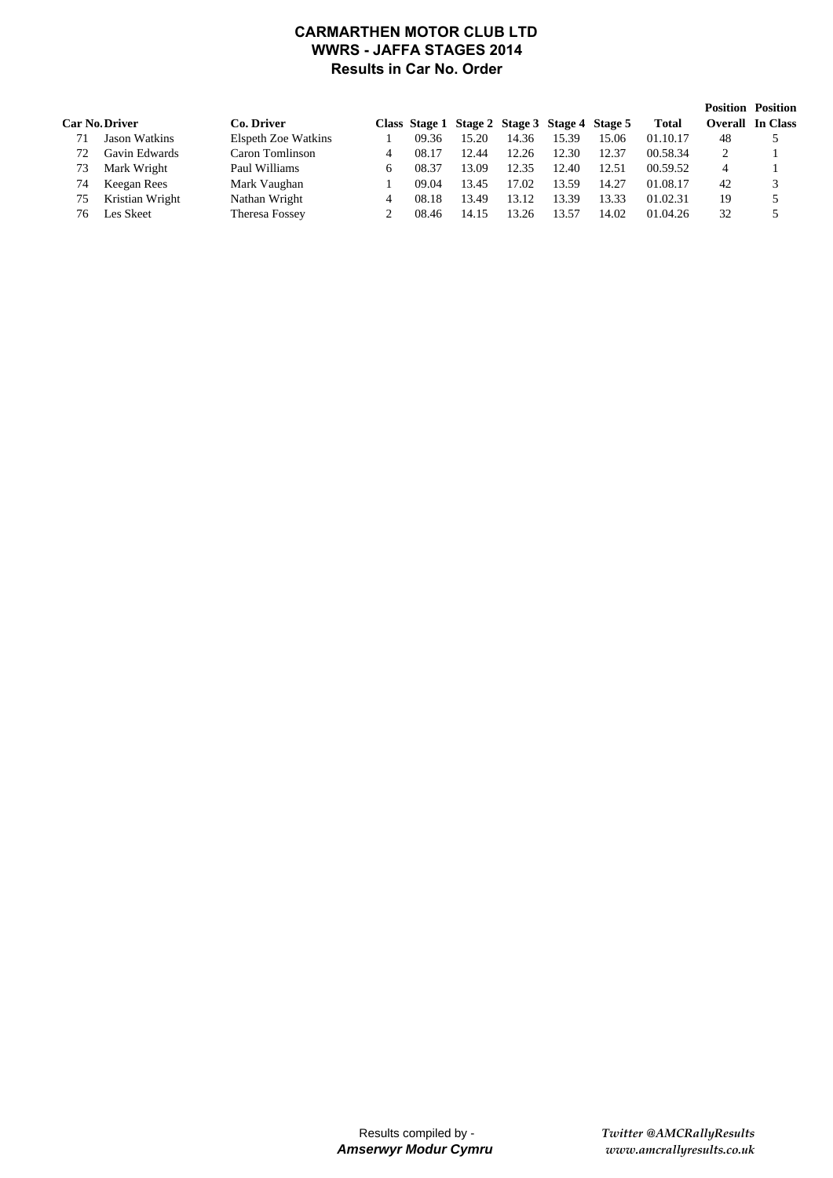# CARMARTHEN MOTOR CLUB LTD
## WWRS - JAFFA STAGES 2014
### Results in Car No. Order

| Car No. | Driver | Co. Driver | Class | Stage 1 | Stage 2 | Stage 3 | Stage 4 | Stage 5 | Total | Position Overall | Position In Class |
|---|---|---|---|---|---|---|---|---|---|---|---|
| 71 | Jason Watkins | Elspeth Zoe Watkins | 1 | 09.36 | 15.20 | 14.36 | 15.39 | 15.06 | 01.10.17 | 48 | 5 |
| 72 | Gavin Edwards | Caron Tomlinson | 4 | 08.17 | 12.44 | 12.26 | 12.30 | 12.37 | 00.58.34 | 2 | 1 |
| 73 | Mark Wright | Paul Williams | 6 | 08.37 | 13.09 | 12.35 | 12.40 | 12.51 | 00.59.52 | 4 | 1 |
| 74 | Keegan Rees | Mark Vaughan | 1 | 09.04 | 13.45 | 17.02 | 13.59 | 14.27 | 01.08.17 | 42 | 3 |
| 75 | Kristian Wright | Nathan Wright | 4 | 08.18 | 13.49 | 13.12 | 13.39 | 13.33 | 01.02.31 | 19 | 5 |
| 76 | Les Skeet | Theresa Fossey | 2 | 08.46 | 14.15 | 13.26 | 13.57 | 14.02 | 01.04.26 | 32 | 5 |

Results compiled by -
***Amserwyr Modur Cymru***

*Twitter @AMCRallyResults*
*www.amcrallyresults.co.uk*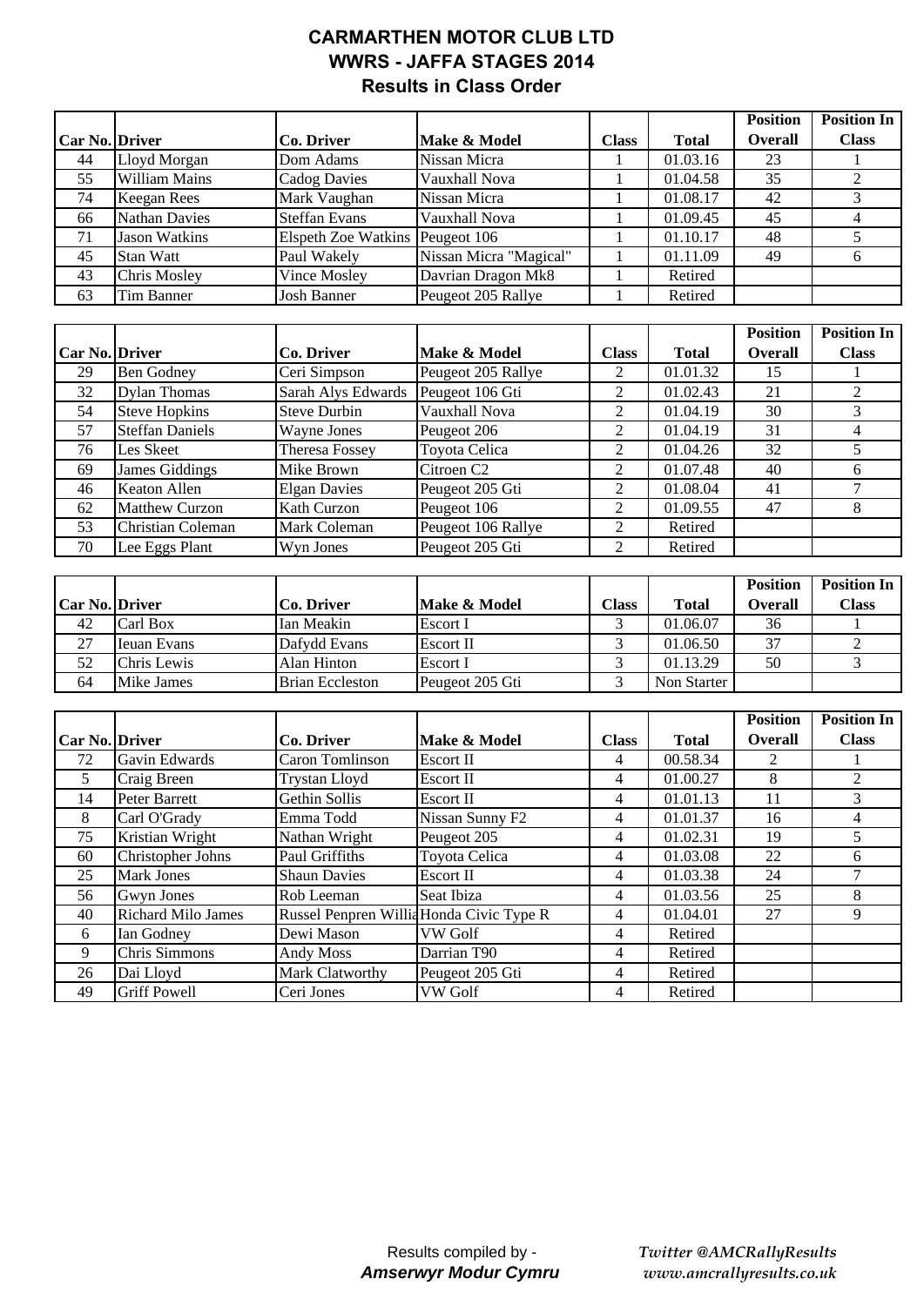# CARMARTHEN MOTOR CLUB LTD
## WWRS - JAFFA STAGES 2014
### Results in Class Order

| Car No. | Driver | Co. Driver | Make & Model | Class | Total | Position Overall | Position In Class |
|---|---|---|---|---|---|---|---|
| 44 | Lloyd Morgan | Dom Adams | Nissan Micra | 1 | 01.03.16 | 23 | 1 |
| 55 | William Mains | Cadog Davies | Vauxhall Nova | 1 | 01.04.58 | 35 | 2 |
| 74 | Keegan Rees | Mark Vaughan | Nissan Micra | 1 | 01.08.17 | 42 | 3 |
| 66 | Nathan Davies | Steffan Evans | Vauxhall Nova | 1 | 01.09.45 | 45 | 4 |
| 71 | Jason Watkins | Elspeth Zoe Watkins | Peugeot 106 | 1 | 01.10.17 | 48 | 5 |
| 45 | Stan Watt | Paul Wakely | Nissan Micra "Magical" | 1 | 01.11.09 | 49 | 6 |
| 43 | Chris Mosley | Vince Mosley | Davrian Dragon Mk8 | 1 | Retired | | |
| 63 | Tim Banner | Josh Banner | Peugeot 205 Rallye | 1 | Retired | | |

| Car No. | Driver | Co. Driver | Make & Model | Class | Total | Position Overall | Position In Class |
|---|---|---|---|---|---|---|---|
| 29 | Ben Godney | Ceri Simpson | Peugeot 205 Rallye | 2 | 01.01.32 | 15 | 1 |
| 32 | Dylan Thomas | Sarah Alys Edwards | Peugeot 106 Gti | 2 | 01.02.43 | 21 | 2 |
| 54 | Steve Hopkins | Steve Durbin | Vauxhall Nova | 2 | 01.04.19 | 30 | 3 |
| 57 | Steffan Daniels | Wayne Jones | Peugeot 206 | 2 | 01.04.19 | 31 | 4 |
| 76 | Les Skeet | Theresa Fossey | Toyota Celica | 2 | 01.04.26 | 32 | 5 |
| 69 | James Giddings | Mike Brown | Citroen C2 | 2 | 01.07.48 | 40 | 6 |
| 46 | Keaton Allen | Elgan Davies | Peugeot 205 Gti | 2 | 01.08.04 | 41 | 7 |
| 62 | Matthew Curzon | Kath Curzon | Peugeot 106 | 2 | 01.09.55 | 47 | 8 |
| 53 | Christian Coleman | Mark Coleman | Peugeot 106 Rallye | 2 | Retired | | |
| 70 | Lee Eggs Plant | Wyn Jones | Peugeot 205 Gti | 2 | Retired | | |

| Car No. | Driver | Co. Driver | Make & Model | Class | Total | Position Overall | Position In Class |
|---|---|---|---|---|---|---|---|
| 42 | Carl Box | Ian Meakin | Escort I | 3 | 01.06.07 | 36 | 1 |
| 27 | Ieuan Evans | Dafydd Evans | Escort II | 3 | 01.06.50 | 37 | 2 |
| 52 | Chris Lewis | Alan Hinton | Escort I | 3 | 01.13.29 | 50 | 3 |
| 64 | Mike James | Brian Eccleston | Peugeot 205 Gti | 3 | Non Starter | | |

| Car No. | Driver | Co. Driver | Make & Model | Class | Total | Position Overall | Position In Class |
|---|---|---|---|---|---|---|---|
| 72 | Gavin Edwards | Caron Tomlinson | Escort II | 4 | 00.58.34 | 2 | 1 |
| 5 | Craig Breen | Trystan Lloyd | Escort II | 4 | 01.00.27 | 8 | 2 |
| 14 | Peter Barrett | Gethin Sollis | Escort II | 4 | 01.01.13 | 11 | 3 |
| 8 | Carl O'Grady | Emma Todd | Nissan Sunny F2 | 4 | 01.01.37 | 16 | 4 |
| 75 | Kristian Wright | Nathan Wright | Peugeot 205 | 4 | 01.02.31 | 19 | 5 |
| 60 | Christopher Johns | Paul Griffiths | Toyota Celica | 4 | 01.03.08 | 22 | 6 |
| 25 | Mark Jones | Shaun Davies | Escort II | 4 | 01.03.38 | 24 | 7 |
| 56 | Gwyn Jones | Rob Leeman | Seat Ibiza | 4 | 01.03.56 | 25 | 8 |
| 40 | Richard Milo James | Russel Penpren Willia | Honda Civic Type R | 4 | 01.04.01 | 27 | 9 |
| 6 | Ian Godney | Dewi Mason | VW Golf | 4 | Retired | | |
| 9 | Chris Simmons | Andy Moss | Darrian T90 | 4 | Retired | | |
| 26 | Dai Lloyd | Mark Clatworthy | Peugeot 205 Gti | 4 | Retired | | |
| 49 | Griff Powell | Ceri Jones | VW Golf | 4 | Retired | | |

Results compiled by - *Amserwyr Modur Cymru*

*Twitter @AMCRallyResults*
*www.amcrallyresults.co.uk*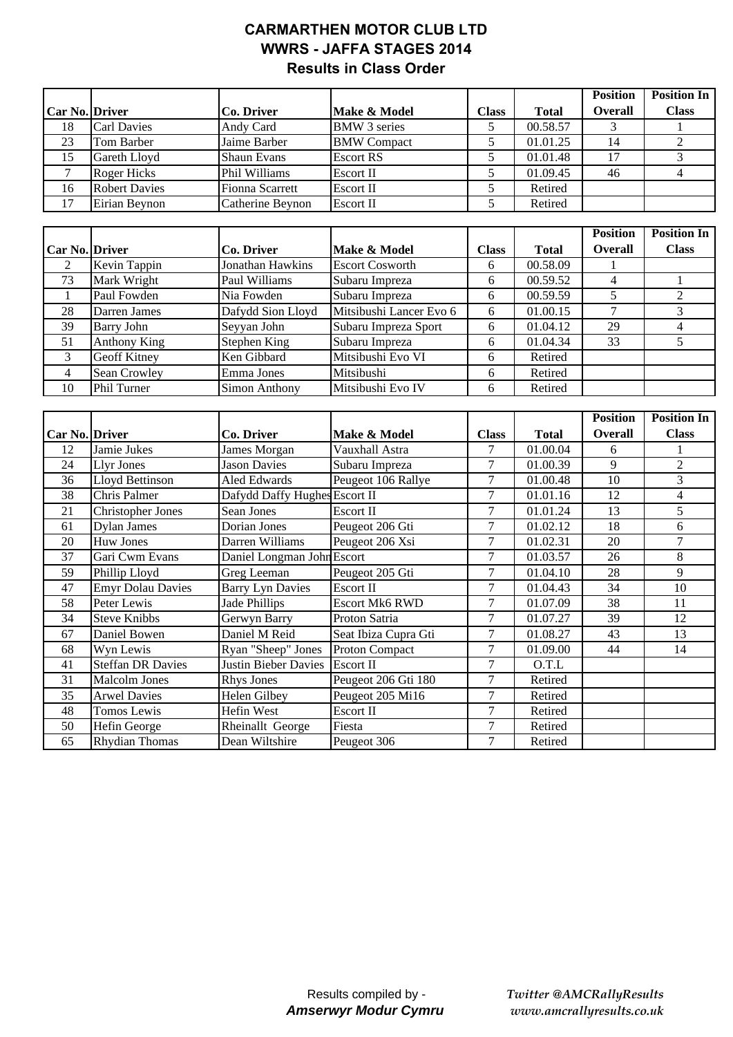# CARMARTHEN MOTOR CLUB LTD

## WWRS - JAFFA STAGES 2014

### Results in Class Order

| Car No. | Driver | Co. Driver | Make & Model | Class | Total | Position Overall | Position In Class |
|---|---|---|---|---|---|---|---|
| 18 | Carl Davies | Andy Card | BMW 3 series | 5 | 00.58.57 | 3 | 1 |
| 23 | Tom Barber | Jaime Barber | BMW Compact | 5 | 01.01.25 | 14 | 2 |
| 15 | Gareth Lloyd | Shaun Evans | Escort RS | 5 | 01.01.48 | 17 | 3 |
| 7 | Roger Hicks | Phil Williams | Escort II | 5 | 01.09.45 | 46 | 4 |
| 16 | Robert Davies | Fionna Scarrett | Escort II | 5 | Retired | | |
| 17 | Eirian Beynon | Catherine Beynon | Escort II | 5 | Retired | | |

| Car No. | Driver | Co. Driver | Make & Model | Class | Total | Position Overall | Position In Class |
|---|---|---|---|---|---|---|---|
| 2 | Kevin Tappin | Jonathan Hawkins | Escort Cosworth | 6 | 00.58.09 | 1 | |
| 73 | Mark Wright | Paul Williams | Subaru Impreza | 6 | 00.59.52 | 4 | 1 |
| 1 | Paul Fowden | Nia Fowden | Subaru Impreza | 6 | 00.59.59 | 5 | 2 |
| 28 | Darren James | Dafydd Sion Lloyd | Mitsibushi Lancer Evo 6 | 6 | 01.00.15 | 7 | 3 |
| 39 | Barry John | Seyyan John | Subaru Impreza Sport | 6 | 01.04.12 | 29 | 4 |
| 51 | Anthony King | Stephen King | Subaru Impreza | 6 | 01.04.34 | 33 | 5 |
| 3 | Geoff Kitney | Ken Gibbard | Mitsibushi Evo VI | 6 | Retired | | |
| 4 | Sean Crowley | Emma Jones | Mitsibushi | 6 | Retired | | |
| 10 | Phil Turner | Simon Anthony | Mitsibushi Evo IV | 6 | Retired | | |

| Car No. | Driver | Co. Driver | Make & Model | Class | Total | Position Overall | Position In Class |
|---|---|---|---|---|---|---|---|
| 12 | Jamie Jukes | James Morgan | Vauxhall Astra | 7 | 01.00.04 | 6 | 1 |
| 24 | Llyr Jones | Jason Davies | Subaru Impreza | 7 | 01.00.39 | 9 | 2 |
| 36 | Lloyd Bettinson | Aled Edwards | Peugeot 106 Rallye | 7 | 01.00.48 | 10 | 3 |
| 38 | Chris Palmer | Dafydd Daffy Hughes | Escort II | 7 | 01.01.16 | 12 | 4 |
| 21 | Christopher Jones | Sean Jones | Escort II | 7 | 01.01.24 | 13 | 5 |
| 61 | Dylan James | Dorian Jones | Peugeot 206 Gti | 7 | 01.02.12 | 18 | 6 |
| 20 | Huw Jones | Darren Williams | Peugeot 206 Xsi | 7 | 01.02.31 | 20 | 7 |
| 37 | Gari Cwm Evans | Daniel Longman John | Escort | 7 | 01.03.57 | 26 | 8 |
| 59 | Phillip Lloyd | Greg Leeman | Peugeot 205 Gti | 7 | 01.04.10 | 28 | 9 |
| 47 | Emyr Dolau Davies | Barry Lyn Davies | Escort II | 7 | 01.04.43 | 34 | 10 |
| 58 | Peter Lewis | Jade Phillips | Escort Mk6 RWD | 7 | 01.07.09 | 38 | 11 |
| 34 | Steve Knibbs | Gerwyn Barry | Proton Satria | 7 | 01.07.27 | 39 | 12 |
| 67 | Daniel Bowen | Daniel M Reid | Seat Ibiza Cupra Gti | 7 | 01.08.27 | 43 | 13 |
| 68 | Wyn Lewis | Ryan "Sheep" Jones | Proton Compact | 7 | 01.09.00 | 44 | 14 |
| 41 | Steffan DR Davies | Justin Bieber Davies | Escort II | 7 | O.T.L | | |
| 31 | Malcolm Jones | Rhys Jones | Peugeot 206 Gti 180 | 7 | Retired | | |
| 35 | Arwel Davies | Helen Gilbey | Peugeot 205 Mi16 | 7 | Retired | | |
| 48 | Tomos Lewis | Hefin West | Escort II | 7 | Retired | | |
| 50 | Hefin George | Rheinallt George | Fiesta | 7 | Retired | | |
| 65 | Rhydian Thomas | Dean Wiltshire | Peugeot 306 | 7 | Retired | | |

Results compiled by - ***Amserwyr Modur Cymru***

*Twitter @AMCRallyResults*
*www.amcrallyresults.co.uk*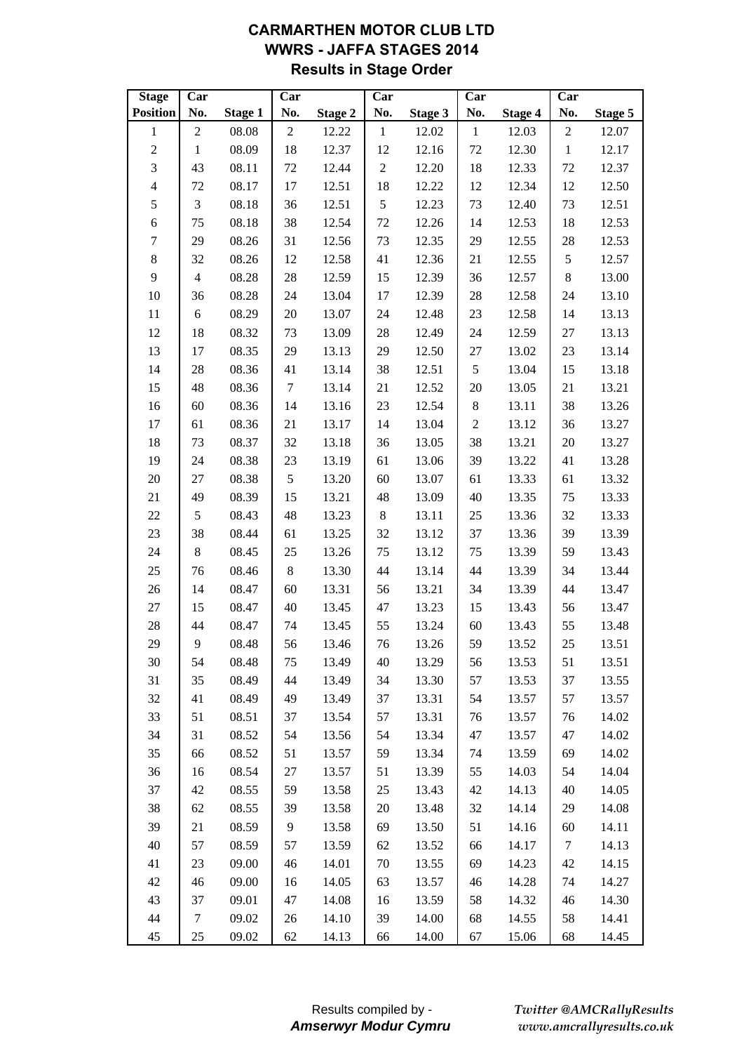# CARMARTHEN MOTOR CLUB LTD
## WWRS - JAFFA STAGES 2014
### Results in Stage Order

| Stage Position | Car No. | Stage 1 | Car No. | Stage 2 | Car No. | Stage 3 | Car No. | Stage 4 | Car No. | Stage 5 |
|---|---|---|---|---|---|---|---|---|---|---|
| 1 | 2 | 08.08 | 2 | 12.22 | 1 | 12.02 | 1 | 12.03 | 2 | 12.07 |
| 2 | 1 | 08.09 | 18 | 12.37 | 12 | 12.16 | 72 | 12.30 | 1 | 12.17 |
| 3 | 43 | 08.11 | 72 | 12.44 | 2 | 12.20 | 18 | 12.33 | 72 | 12.37 |
| 4 | 72 | 08.17 | 17 | 12.51 | 18 | 12.22 | 12 | 12.34 | 12 | 12.50 |
| 5 | 3 | 08.18 | 36 | 12.51 | 5 | 12.23 | 73 | 12.40 | 73 | 12.51 |
| 6 | 75 | 08.18 | 38 | 12.54 | 72 | 12.26 | 14 | 12.53 | 18 | 12.53 |
| 7 | 29 | 08.26 | 31 | 12.56 | 73 | 12.35 | 29 | 12.55 | 28 | 12.53 |
| 8 | 32 | 08.26 | 12 | 12.58 | 41 | 12.36 | 21 | 12.55 | 5 | 12.57 |
| 9 | 4 | 08.28 | 28 | 12.59 | 15 | 12.39 | 36 | 12.57 | 8 | 13.00 |
| 10 | 36 | 08.28 | 24 | 13.04 | 17 | 12.39 | 28 | 12.58 | 24 | 13.10 |
| 11 | 6 | 08.29 | 20 | 13.07 | 24 | 12.48 | 23 | 12.58 | 14 | 13.13 |
| 12 | 18 | 08.32 | 73 | 13.09 | 28 | 12.49 | 24 | 12.59 | 27 | 13.13 |
| 13 | 17 | 08.35 | 29 | 13.13 | 29 | 12.50 | 27 | 13.02 | 23 | 13.14 |
| 14 | 28 | 08.36 | 41 | 13.14 | 38 | 12.51 | 5 | 13.04 | 15 | 13.18 |
| 15 | 48 | 08.36 | 7 | 13.14 | 21 | 12.52 | 20 | 13.05 | 21 | 13.21 |
| 16 | 60 | 08.36 | 14 | 13.16 | 23 | 12.54 | 8 | 13.11 | 38 | 13.26 |
| 17 | 61 | 08.36 | 21 | 13.17 | 14 | 13.04 | 2 | 13.12 | 36 | 13.27 |
| 18 | 73 | 08.37 | 32 | 13.18 | 36 | 13.05 | 38 | 13.21 | 20 | 13.27 |
| 19 | 24 | 08.38 | 23 | 13.19 | 61 | 13.06 | 39 | 13.22 | 41 | 13.28 |
| 20 | 27 | 08.38 | 5 | 13.20 | 60 | 13.07 | 61 | 13.33 | 61 | 13.32 |
| 21 | 49 | 08.39 | 15 | 13.21 | 48 | 13.09 | 40 | 13.35 | 75 | 13.33 |
| 22 | 5 | 08.43 | 48 | 13.23 | 8 | 13.11 | 25 | 13.36 | 32 | 13.33 |
| 23 | 38 | 08.44 | 61 | 13.25 | 32 | 13.12 | 37 | 13.36 | 39 | 13.39 |
| 24 | 8 | 08.45 | 25 | 13.26 | 75 | 13.12 | 75 | 13.39 | 59 | 13.43 |
| 25 | 76 | 08.46 | 8 | 13.30 | 44 | 13.14 | 44 | 13.39 | 34 | 13.44 |
| 26 | 14 | 08.47 | 60 | 13.31 | 56 | 13.21 | 34 | 13.39 | 44 | 13.47 |
| 27 | 15 | 08.47 | 40 | 13.45 | 47 | 13.23 | 15 | 13.43 | 56 | 13.47 |
| 28 | 44 | 08.47 | 74 | 13.45 | 55 | 13.24 | 60 | 13.43 | 55 | 13.48 |
| 29 | 9 | 08.48 | 56 | 13.46 | 76 | 13.26 | 59 | 13.52 | 25 | 13.51 |
| 30 | 54 | 08.48 | 75 | 13.49 | 40 | 13.29 | 56 | 13.53 | 51 | 13.51 |
| 31 | 35 | 08.49 | 44 | 13.49 | 34 | 13.30 | 57 | 13.53 | 37 | 13.55 |
| 32 | 41 | 08.49 | 49 | 13.49 | 37 | 13.31 | 54 | 13.57 | 57 | 13.57 |
| 33 | 51 | 08.51 | 37 | 13.54 | 57 | 13.31 | 76 | 13.57 | 76 | 14.02 |
| 34 | 31 | 08.52 | 54 | 13.56 | 54 | 13.34 | 47 | 13.57 | 47 | 14.02 |
| 35 | 66 | 08.52 | 51 | 13.57 | 59 | 13.34 | 74 | 13.59 | 69 | 14.02 |
| 36 | 16 | 08.54 | 27 | 13.57 | 51 | 13.39 | 55 | 14.03 | 54 | 14.04 |
| 37 | 42 | 08.55 | 59 | 13.58 | 25 | 13.43 | 42 | 14.13 | 40 | 14.05 |
| 38 | 62 | 08.55 | 39 | 13.58 | 20 | 13.48 | 32 | 14.14 | 29 | 14.08 |
| 39 | 21 | 08.59 | 9 | 13.58 | 69 | 13.50 | 51 | 14.16 | 60 | 14.11 |
| 40 | 57 | 08.59 | 57 | 13.59 | 62 | 13.52 | 66 | 14.17 | 7 | 14.13 |
| 41 | 23 | 09.00 | 46 | 14.01 | 70 | 13.55 | 69 | 14.23 | 42 | 14.15 |
| 42 | 46 | 09.00 | 16 | 14.05 | 63 | 13.57 | 46 | 14.28 | 74 | 14.27 |
| 43 | 37 | 09.01 | 47 | 14.08 | 16 | 13.59 | 58 | 14.32 | 46 | 14.30 |
| 44 | 7 | 09.02 | 26 | 14.10 | 39 | 14.00 | 68 | 14.55 | 58 | 14.41 |
| 45 | 25 | 09.02 | 62 | 14.13 | 66 | 14.00 | 67 | 15.06 | 68 | 14.45 |

Results compiled by -
***Amserwyr Modur Cymru***

*Twitter @AMCRallyResults*
*www.amcrallyresults.co.uk*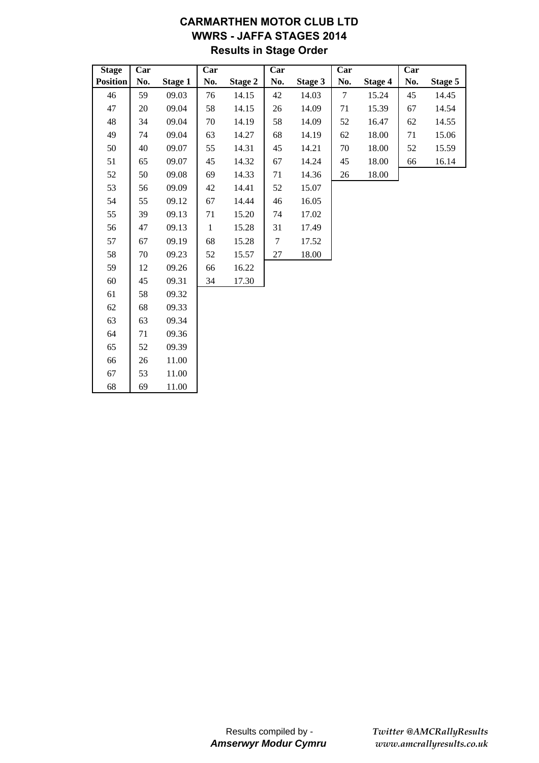# CARMARTHEN MOTOR CLUB LTD
## WWRS - JAFFA STAGES 2014
### Results in Stage Order

| Stage Position | Car No. | Stage 1 | Car No. | Stage 2 | Car No. | Stage 3 | Car No. | Stage 4 | Car No. | Stage 5 |
|---|---|---|---|---|---|---|---|---|---|---|
| 46 | 59 | 09.03 | 76 | 14.15 | 42 | 14.03 | 7 | 15.24 | 45 | 14.45 |
| 47 | 20 | 09.04 | 58 | 14.15 | 26 | 14.09 | 71 | 15.39 | 67 | 14.54 |
| 48 | 34 | 09.04 | 70 | 14.19 | 58 | 14.09 | 52 | 16.47 | 62 | 14.55 |
| 49 | 74 | 09.04 | 63 | 14.27 | 68 | 14.19 | 62 | 18.00 | 71 | 15.06 |
| 50 | 40 | 09.07 | 55 | 14.31 | 45 | 14.21 | 70 | 18.00 | 52 | 15.59 |
| 51 | 65 | 09.07 | 45 | 14.32 | 67 | 14.24 | 45 | 18.00 | 66 | 16.14 |
| 52 | 50 | 09.08 | 69 | 14.33 | 71 | 14.36 | 26 | 18.00 | | |
| 53 | 56 | 09.09 | 42 | 14.41 | 52 | 15.07 | | | | |
| 54 | 55 | 09.12 | 67 | 14.44 | 46 | 16.05 | | | | |
| 55 | 39 | 09.13 | 71 | 15.20 | 74 | 17.02 | | | | |
| 56 | 47 | 09.13 | 1 | 15.28 | 31 | 17.49 | | | | |
| 57 | 67 | 09.19 | 68 | 15.28 | 7 | 17.52 | | | | |
| 58 | 70 | 09.23 | 52 | 15.57 | 27 | 18.00 | | | | |
| 59 | 12 | 09.26 | 66 | 16.22 | | | | | | |
| 60 | 45 | 09.31 | 34 | 17.30 | | | | | | |
| 61 | 58 | 09.32 | | | | | | | | |
| 62 | 68 | 09.33 | | | | | | | | |
| 63 | 63 | 09.34 | | | | | | | | |
| 64 | 71 | 09.36 | | | | | | | | |
| 65 | 52 | 09.39 | | | | | | | | |
| 66 | 26 | 11.00 | | | | | | | | |
| 67 | 53 | 11.00 | | | | | | | | |
| 68 | 69 | 11.00 | | | | | | | | |

Results compiled by -
***Amserwyr Modur Cymru***

*Twitter @AMCRallyResults*
*www.amcrallyresults.co.uk*